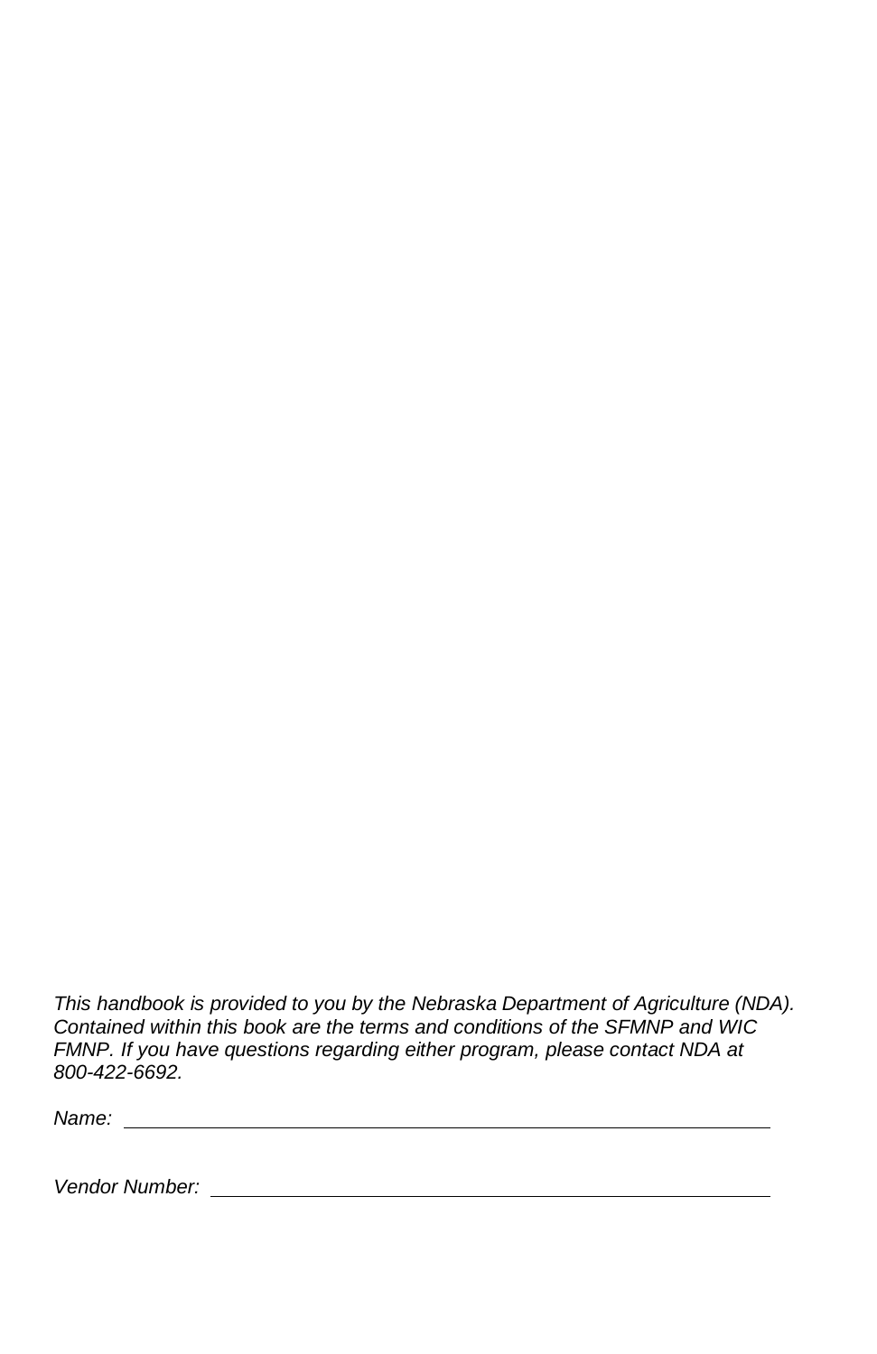*This handbook is provided to you by the Nebraska Department of Agriculture (NDA). Contained within this book are the terms and conditions of the SFMNP and WIC FMNP. If you have questions regarding either program, please contact NDA at 800-422-6692.*

*Name:* \_\_\_\_\_\_\_\_\_\_\_\_\_\_\_\_\_\_\_\_\_\_\_\_\_\_\_\_\_\_\_\_\_\_\_\_\_\_\_\_\_\_\_\_\_\_\_\_\_\_\_\_\_\_\_\_\_\_

*Vendor Number:* \_\_\_\_\_\_\_\_\_\_\_\_\_\_\_\_\_\_\_\_\_\_\_\_\_\_\_\_\_\_\_\_\_\_\_\_\_\_\_\_\_\_\_\_\_\_\_\_\_\_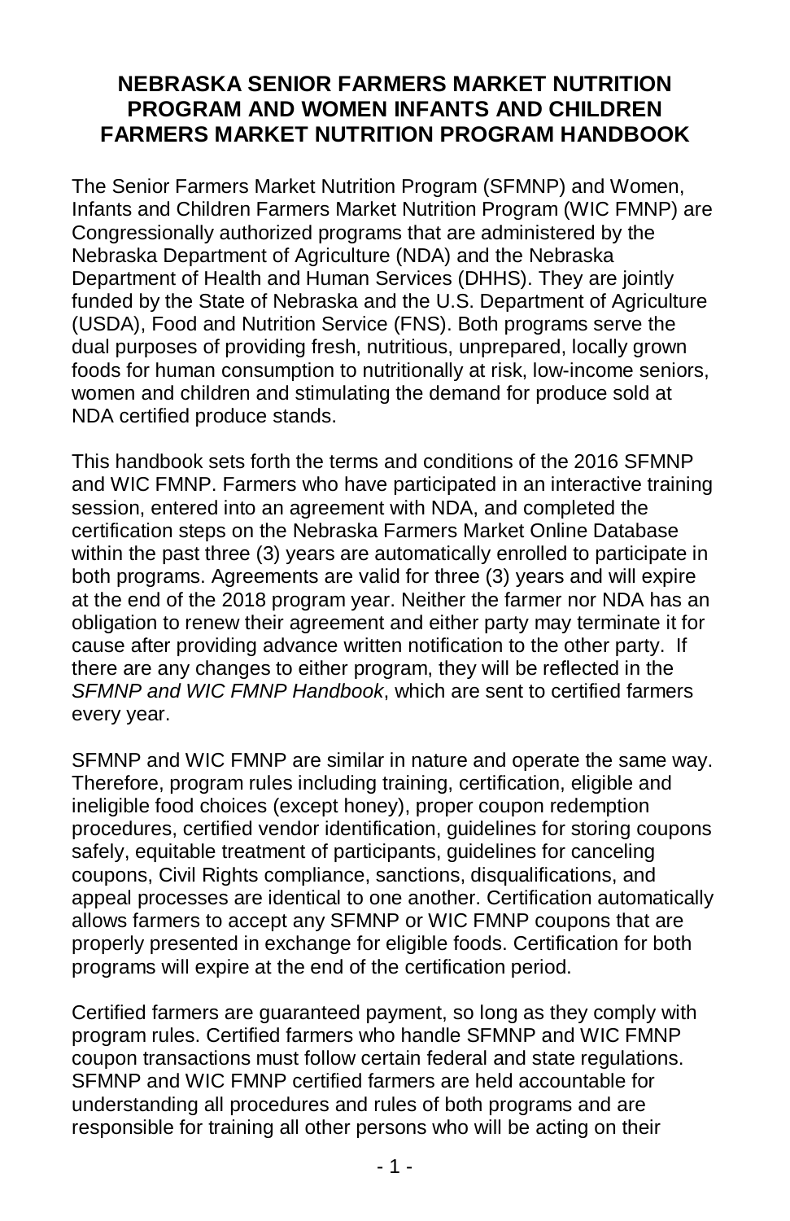# NEBRASKA SENIOR FARMERS MARKET NUTRITION PROGRAM AND WOMEN INFANTS AND CHILDREN FARMERS MARKET NUTRITION PROGRAM HANDBOOK

The Senior Farmers Market Nutrition Program (SFMNP) and Women, Infants and Children Farmers Market Nutrition Program (WIC FMNP) are Congressionally authorized programs that are administered by the Nebraska Department of Agriculture (NDA) and the Nebraska Department of Health and Human Services (DHHS). They are jointly funded by the State of Nebraska and the U.S. Department of Agriculture (USDA), Food and Nutrition Service (FNS). Both programs serve the dual purposes of providing fresh, nutritious, unprepared, locally grown foods for human consumption to nutritionally at risk, low-income seniors, women and children and stimulating the demand for produce sold at NDA certified produce stands.

This handbook sets forth the terms and conditions of the 2016 SFMNP and WIC FMNP. Farmers who have participated in an interactive training session, entered into an agreement with NDA, and completed the certification steps on the Nebraska Farmers Market Online Database within the past three (3) years are automatically enrolled to participate in both programs. Agreements are valid for three (3) years and will expire at the end of the 2018 program year. Neither the farmer nor NDA has an obligation to renew their agreement and either party may terminate it for cause after providing advance written notification to the other party. If there are any changes to either program, they will be reflected in the *SFMNP and WIC FMNP Handbook*, which are sent to certified farmers every year.

SFMNP and WIC FMNP are similar in nature and operate the same way. Therefore, program rules including training, certification, eligible and ineligible food choices (except honey), proper coupon redemption procedures, certified vendor identification, guidelines for storing coupons safely, equitable treatment of participants, guidelines for canceling coupons, Civil Rights compliance, sanctions, disqualifications, and appeal processes are identical to one another. Certification automatically allows farmers to accept any SFMNP or WIC FMNP coupons that are properly presented in exchange for eligible foods. Certification for both programs will expire at the end of the certification period.

Certified farmers are guaranteed payment, so long as they comply with program rules. Certified farmers who handle SFMNP and WIC FMNP coupon transactions must follow certain federal and state regulations. SFMNP and WIC FMNP certified farmers are held accountable for understanding all procedures and rules of both programs and are responsible for training all other persons who will be acting on their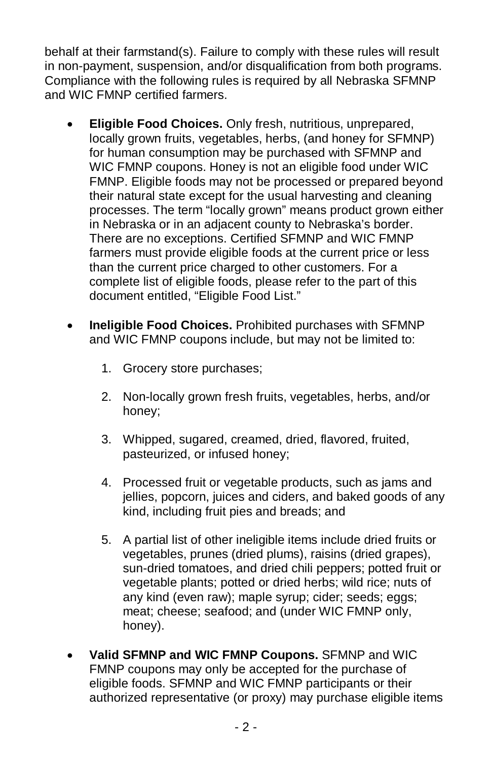behalf at their farmstand(s). Failure to comply with these rules will result in non-payment, suspension, and/or disqualification from both programs. Compliance with the following rules is required by all Nebraska SFMNP and WIC FMNP certified farmers.

- **Eligible Food Choices.** Only fresh, nutritious, unprepared, locally grown fruits, vegetables, herbs, (and honey for SFMNP) for human consumption may be purchased with SFMNP and WIC FMNP coupons. Honey is not an eligible food under WIC FMNP. Eligible foods may not be processed or prepared beyond their natural state except for the usual harvesting and cleaning processes. The term "locally grown" means product grown either in Nebraska or in an adjacent county to Nebraska's border. There are no exceptions. Certified SFMNP and WIC FMNP farmers must provide eligible foods at the current price or less than the current price charged to other customers. For a complete list of eligible foods, please refer to the part of this document entitled, "Eligible Food List."

- **Ineligible Food Choices.** Prohibited purchases with SFMNP and WIC FMNP coupons include, but may not be limited to:

  1. Grocery store purchases;

  2. Non-locally grown fresh fruits, vegetables, herbs, and/or honey;

  3. Whipped, sugared, creamed, dried, flavored, fruited, pasteurized, or infused honey;

  4. Processed fruit or vegetable products, such as jams and jellies, popcorn, juices and ciders, and baked goods of any kind, including fruit pies and breads; and

  5. A partial list of other ineligible items include dried fruits or vegetables, prunes (dried plums), raisins (dried grapes), sun-dried tomatoes, and dried chili peppers; potted fruit or vegetable plants; potted or dried herbs; wild rice; nuts of any kind (even raw); maple syrup; cider; seeds; eggs; meat; cheese; seafood; and (under WIC FMNP only, honey).

- **Valid SFMNP and WIC FMNP Coupons.** SFMNP and WIC FMNP coupons may only be accepted for the purchase of eligible foods. SFMNP and WIC FMNP participants or their authorized representative (or proxy) may purchase eligible items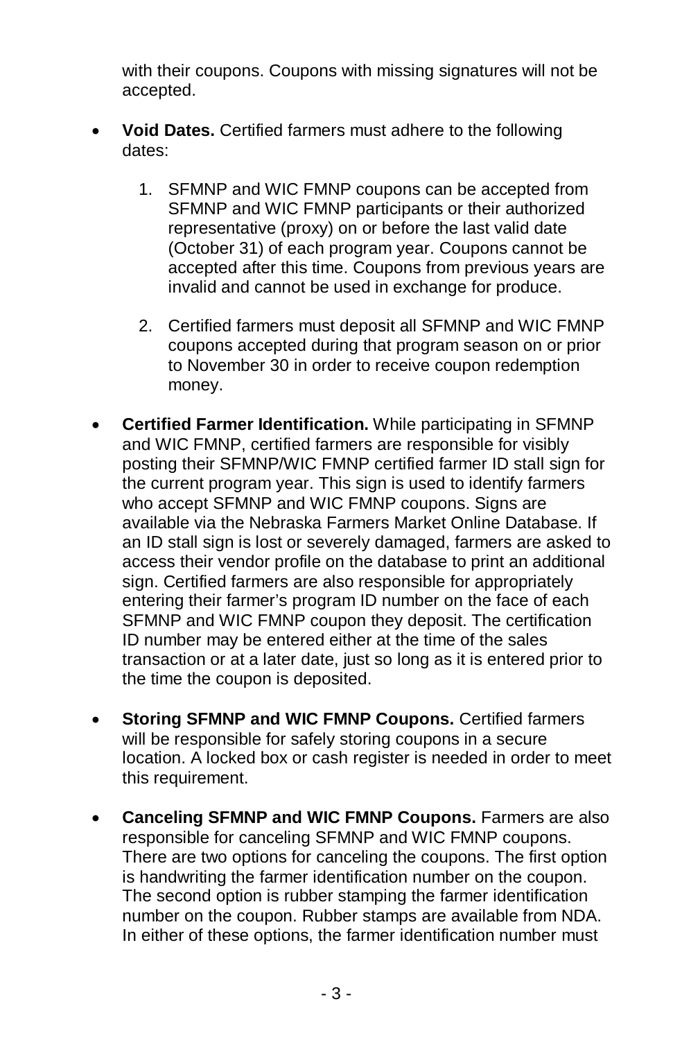with their coupons. Coupons with missing signatures will not be accepted.

- **Void Dates.** Certified farmers must adhere to the following dates:

    1. SFMNP and WIC FMNP coupons can be accepted from SFMNP and WIC FMNP participants or their authorized representative (proxy) on or before the last valid date (October 31) of each program year. Coupons cannot be accepted after this time. Coupons from previous years are invalid and cannot be used in exchange for produce.

    2. Certified farmers must deposit all SFMNP and WIC FMNP coupons accepted during that program season on or prior to November 30 in order to receive coupon redemption money.

- **Certified Farmer Identification.** While participating in SFMNP and WIC FMNP, certified farmers are responsible for visibly posting their SFMNP/WIC FMNP certified farmer ID stall sign for the current program year. This sign is used to identify farmers who accept SFMNP and WIC FMNP coupons. Signs are available via the Nebraska Farmers Market Online Database. If an ID stall sign is lost or severely damaged, farmers are asked to access their vendor profile on the database to print an additional sign. Certified farmers are also responsible for appropriately entering their farmer's program ID number on the face of each SFMNP and WIC FMNP coupon they deposit. The certification ID number may be entered either at the time of the sales transaction or at a later date, just so long as it is entered prior to the time the coupon is deposited.

- **Storing SFMNP and WIC FMNP Coupons.** Certified farmers will be responsible for safely storing coupons in a secure location. A locked box or cash register is needed in order to meet this requirement.

- **Canceling SFMNP and WIC FMNP Coupons.** Farmers are also responsible for canceling SFMNP and WIC FMNP coupons. There are two options for canceling the coupons. The first option is handwriting the farmer identification number on the coupon. The second option is rubber stamping the farmer identification number on the coupon. Rubber stamps are available from NDA. In either of these options, the farmer identification number must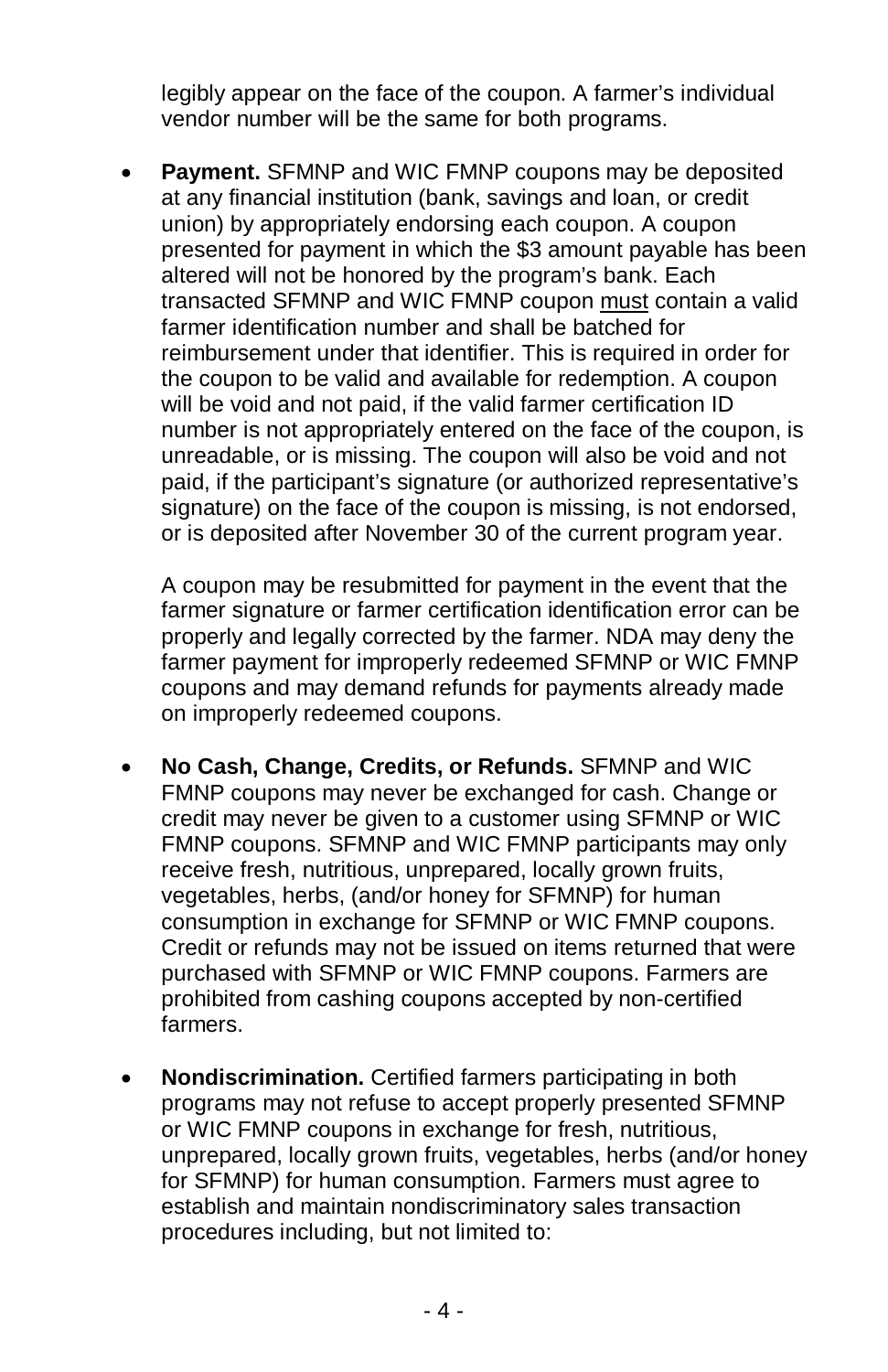legibly appear on the face of the coupon. A farmer's individual vendor number will be the same for both programs.

- **Payment.** SFMNP and WIC FMNP coupons may be deposited at any financial institution (bank, savings and loan, or credit union) by appropriately endorsing each coupon. A coupon presented for payment in which the $3 amount payable has been altered will not be honored by the program's bank. Each transacted SFMNP and WIC FMNP coupon <u>must</u> contain a valid farmer identification number and shall be batched for reimbursement under that identifier. This is required in order for the coupon to be valid and available for redemption. A coupon will be void and not paid, if the valid farmer certification ID number is not appropriately entered on the face of the coupon, is unreadable, or is missing. The coupon will also be void and not paid, if the participant's signature (or authorized representative's signature) on the face of the coupon is missing, is not endorsed, or is deposited after November 30 of the current program year.

  A coupon may be resubmitted for payment in the event that the farmer signature or farmer certification identification error can be properly and legally corrected by the farmer. NDA may deny the farmer payment for improperly redeemed SFMNP or WIC FMNP coupons and may demand refunds for payments already made on improperly redeemed coupons.

- **No Cash, Change, Credits, or Refunds.** SFMNP and WIC FMNP coupons may never be exchanged for cash. Change or credit may never be given to a customer using SFMNP or WIC FMNP coupons. SFMNP and WIC FMNP participants may only receive fresh, nutritious, unprepared, locally grown fruits, vegetables, herbs, (and/or honey for SFMNP) for human consumption in exchange for SFMNP or WIC FMNP coupons. Credit or refunds may not be issued on items returned that were purchased with SFMNP or WIC FMNP coupons. Farmers are prohibited from cashing coupons accepted by non-certified farmers.

- **Nondiscrimination.** Certified farmers participating in both programs may not refuse to accept properly presented SFMNP or WIC FMNP coupons in exchange for fresh, nutritious, unprepared, locally grown fruits, vegetables, herbs (and/or honey for SFMNP) for human consumption. Farmers must agree to establish and maintain nondiscriminatory sales transaction procedures including, but not limited to: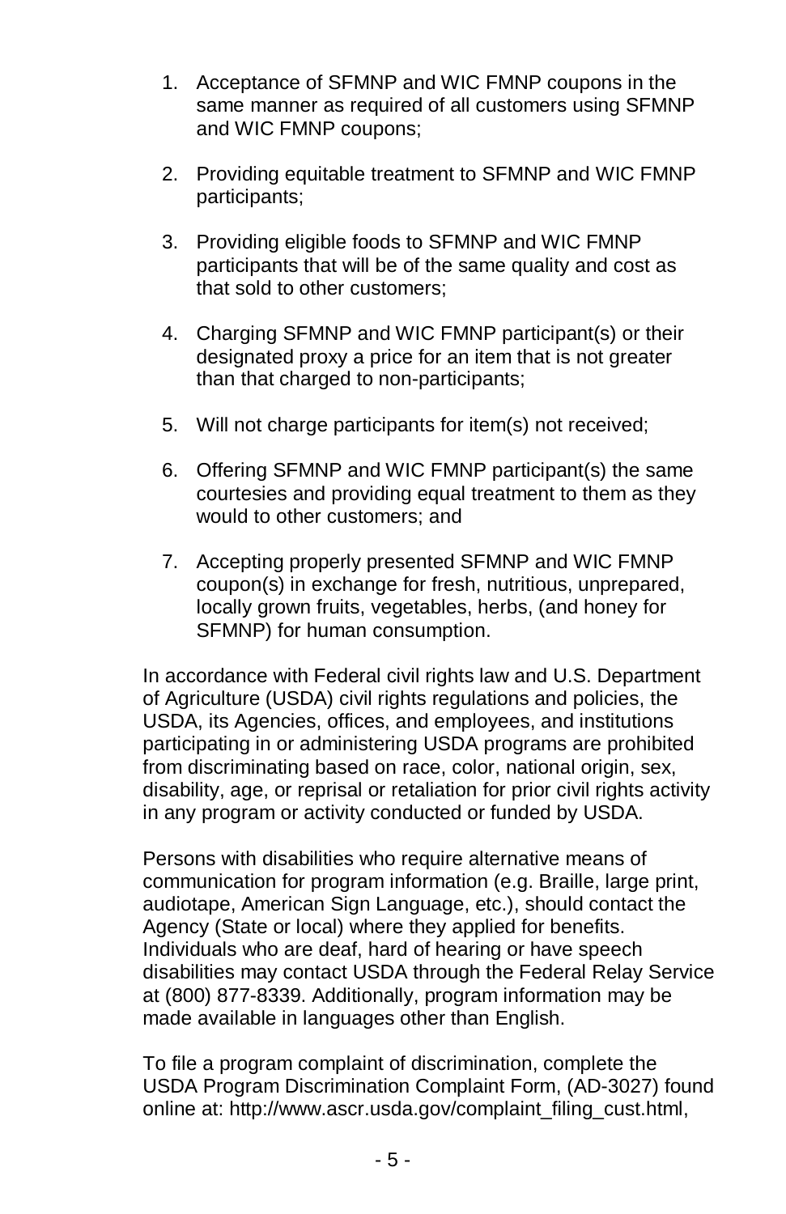1. Acceptance of SFMNP and WIC FMNP coupons in the same manner as required of all customers using SFMNP and WIC FMNP coupons;

2. Providing equitable treatment to SFMNP and WIC FMNP participants;

3. Providing eligible foods to SFMNP and WIC FMNP participants that will be of the same quality and cost as that sold to other customers;

4. Charging SFMNP and WIC FMNP participant(s) or their designated proxy a price for an item that is not greater than that charged to non-participants;

5. Will not charge participants for item(s) not received;

6. Offering SFMNP and WIC FMNP participant(s) the same courtesies and providing equal treatment to them as they would to other customers; and

7. Accepting properly presented SFMNP and WIC FMNP coupon(s) in exchange for fresh, nutritious, unprepared, locally grown fruits, vegetables, herbs, (and honey for SFMNP) for human consumption.

In accordance with Federal civil rights law and U.S. Department of Agriculture (USDA) civil rights regulations and policies, the USDA, its Agencies, offices, and employees, and institutions participating in or administering USDA programs are prohibited from discriminating based on race, color, national origin, sex, disability, age, or reprisal or retaliation for prior civil rights activity in any program or activity conducted or funded by USDA.

Persons with disabilities who require alternative means of communication for program information (e.g. Braille, large print, audiotape, American Sign Language, etc.), should contact the Agency (State or local) where they applied for benefits. Individuals who are deaf, hard of hearing or have speech disabilities may contact USDA through the Federal Relay Service at (800) 877-8339. Additionally, program information may be made available in languages other than English.

To file a program complaint of discrimination, complete the USDA Program Discrimination Complaint Form, (AD-3027) found online at: http://www.ascr.usda.gov/complaint_filing_cust.html,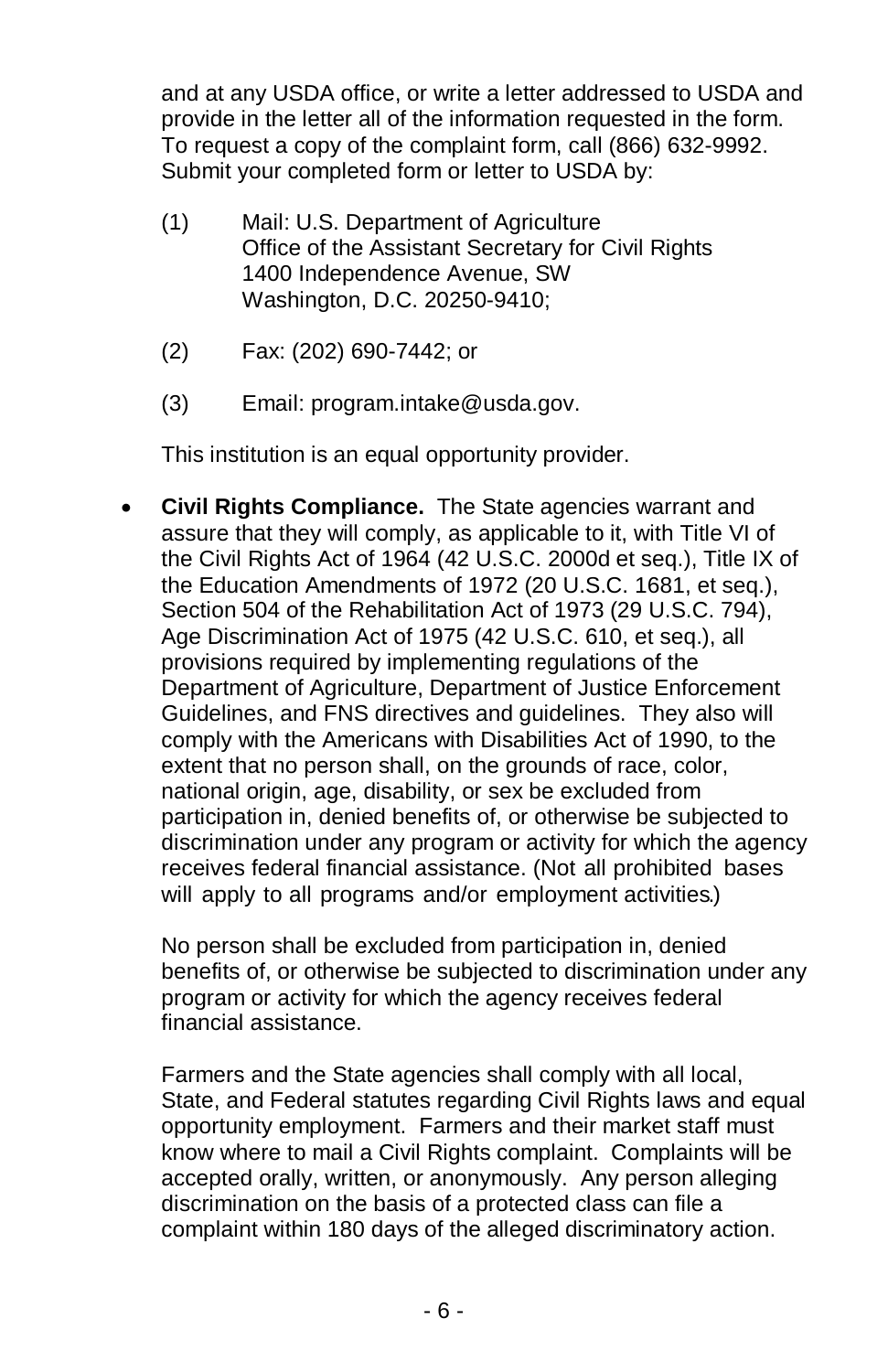and at any USDA office, or write a letter addressed to USDA and provide in the letter all of the information requested in the form. To request a copy of the complaint form, call (866) 632-9992. Submit your completed form or letter to USDA by:

(1) Mail: U.S. Department of Agriculture
Office of the Assistant Secretary for Civil Rights
1400 Independence Avenue, SW
Washington, D.C. 20250-9410;

(2) Fax: (202) 690-7442; or

(3) Email: program.intake@usda.gov.

This institution is an equal opportunity provider.

- **Civil Rights Compliance.** The State agencies warrant and assure that they will comply, as applicable to it, with Title VI of the Civil Rights Act of 1964 (42 U.S.C. 2000d et seq.), Title IX of the Education Amendments of 1972 (20 U.S.C. 1681, et seq.), Section 504 of the Rehabilitation Act of 1973 (29 U.S.C. 794), Age Discrimination Act of 1975 (42 U.S.C. 610, et seq.), all provisions required by implementing regulations of the Department of Agriculture, Department of Justice Enforcement Guidelines, and FNS directives and guidelines. They also will comply with the Americans with Disabilities Act of 1990, to the extent that no person shall, on the grounds of race, color, national origin, age, disability, or sex be excluded from participation in, denied benefits of, or otherwise be subjected to discrimination under any program or activity for which the agency receives federal financial assistance. (Not all prohibited bases will apply to all programs and/or employment activities.)

  No person shall be excluded from participation in, denied benefits of, or otherwise be subjected to discrimination under any program or activity for which the agency receives federal financial assistance.

  Farmers and the State agencies shall comply with all local, State, and Federal statutes regarding Civil Rights laws and equal opportunity employment. Farmers and their market staff must know where to mail a Civil Rights complaint. Complaints will be accepted orally, written, or anonymously. Any person alleging discrimination on the basis of a protected class can file a complaint within 180 days of the alleged discriminatory action.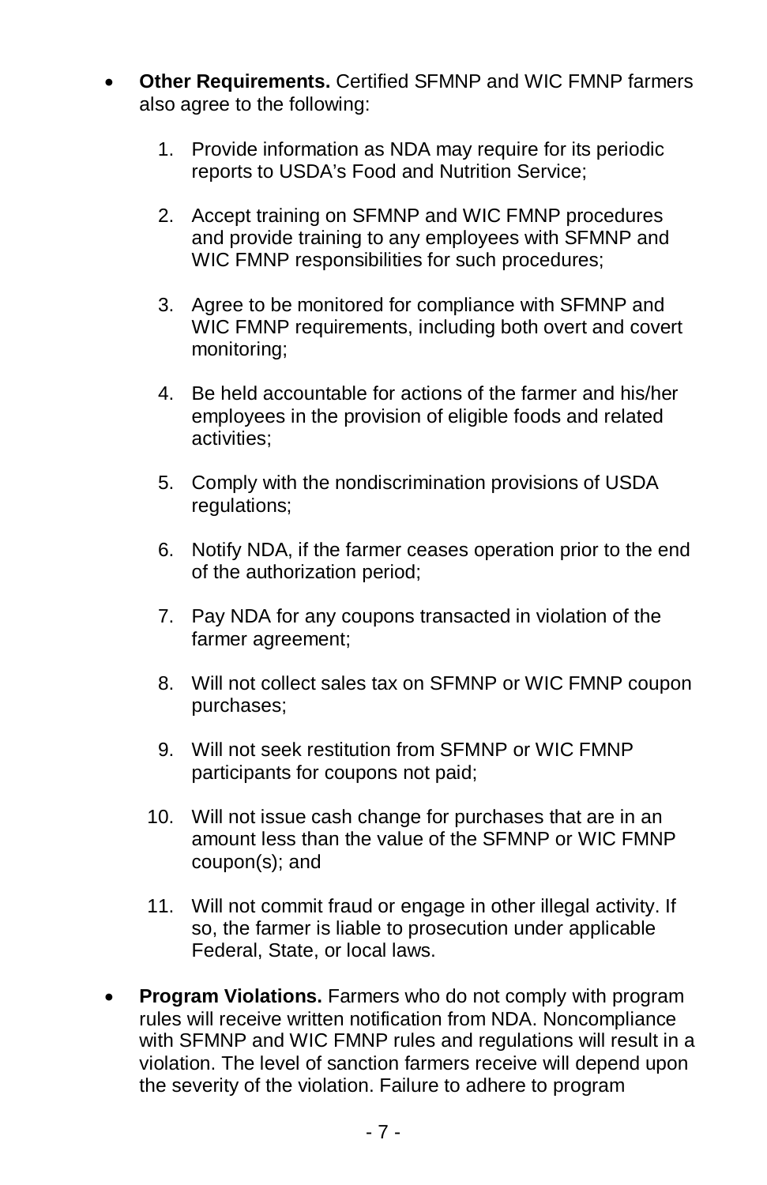- **Other Requirements.** Certified SFMNP and WIC FMNP farmers also agree to the following:

    1. Provide information as NDA may require for its periodic reports to USDA's Food and Nutrition Service;

    2. Accept training on SFMNP and WIC FMNP procedures and provide training to any employees with SFMNP and WIC FMNP responsibilities for such procedures;

    3. Agree to be monitored for compliance with SFMNP and WIC FMNP requirements, including both overt and covert monitoring;

    4. Be held accountable for actions of the farmer and his/her employees in the provision of eligible foods and related activities;

    5. Comply with the nondiscrimination provisions of USDA regulations;

    6. Notify NDA, if the farmer ceases operation prior to the end of the authorization period;

    7. Pay NDA for any coupons transacted in violation of the farmer agreement;

    8. Will not collect sales tax on SFMNP or WIC FMNP coupon purchases;

    9. Will not seek restitution from SFMNP or WIC FMNP participants for coupons not paid;

    10. Will not issue cash change for purchases that are in an amount less than the value of the SFMNP or WIC FMNP coupon(s); and

    11. Will not commit fraud or engage in other illegal activity. If so, the farmer is liable to prosecution under applicable Federal, State, or local laws.

- **Program Violations.** Farmers who do not comply with program rules will receive written notification from NDA. Noncompliance with SFMNP and WIC FMNP rules and regulations will result in a violation. The level of sanction farmers receive will depend upon the severity of the violation. Failure to adhere to program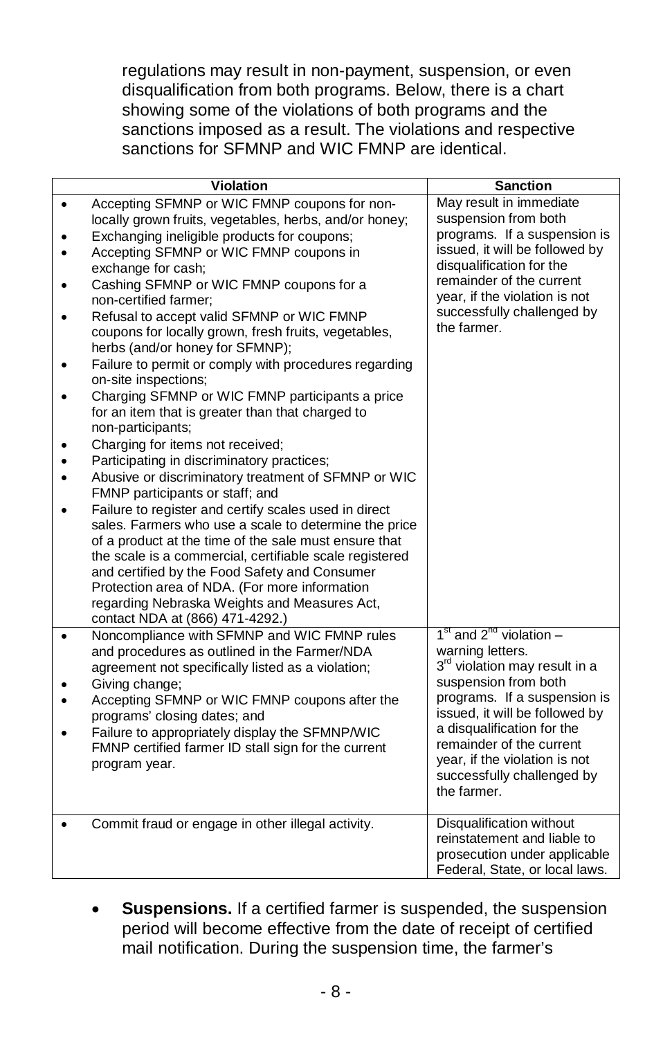regulations may result in non-payment, suspension, or even disqualification from both programs. Below, there is a chart showing some of the violations of both programs and the sanctions imposed as a result. The violations and respective sanctions for SFMNP and WIC FMNP are identical.

| Violation | Sanction |
|---|---|
| • Accepting SFMNP or WIC FMNP coupons for non-locally grown fruits, vegetables, herbs, and/or honey;<br>• Exchanging ineligible products for coupons;<br>• Accepting SFMNP or WIC FMNP coupons in exchange for cash;<br>• Cashing SFMNP or WIC FMNP coupons for a non-certified farmer;<br>• Refusal to accept valid SFMNP or WIC FMNP coupons for locally grown, fresh fruits, vegetables, herbs (and/or honey for SFMNP);<br>• Failure to permit or comply with procedures regarding on-site inspections;<br>• Charging SFMNP or WIC FMNP participants a price for an item that is greater than that charged to non-participants;<br>• Charging for items not received;<br>• Participating in discriminatory practices;<br>• Abusive or discriminatory treatment of SFMNP or WIC FMNP participants or staff; and<br>• Failure to register and certify scales used in direct sales. Farmers who use a scale to determine the price of a product at the time of the sale must ensure that the scale is a commercial, certifiable scale registered and certified by the Food Safety and Consumer Protection area of NDA. (For more information regarding Nebraska Weights and Measures Act, contact NDA at (866) 471-4292.) | May result in immediate suspension from both programs. If a suspension is issued, it will be followed by disqualification for the remainder of the current year, if the violation is not successfully challenged by the farmer. |
| • Noncompliance with SFMNP and WIC FMNP rules and procedures as outlined in the Farmer/NDA agreement not specifically listed as a violation;<br>• Giving change;<br>• Accepting SFMNP or WIC FMNP coupons after the programs' closing dates; and<br>• Failure to appropriately display the SFMNP/WIC FMNP certified farmer ID stall sign for the current program year. | 1st and 2nd violation – warning letters.<br>3rd violation may result in a suspension from both programs. If a suspension is issued, it will be followed by a disqualification for the remainder of the current year, if the violation is not successfully challenged by the farmer. |
| • Commit fraud or engage in other illegal activity. | Disqualification without reinstatement and liable to prosecution under applicable Federal, State, or local laws. |

- **Suspensions.** If a certified farmer is suspended, the suspension period will become effective from the date of receipt of certified mail notification. During the suspension time, the farmer's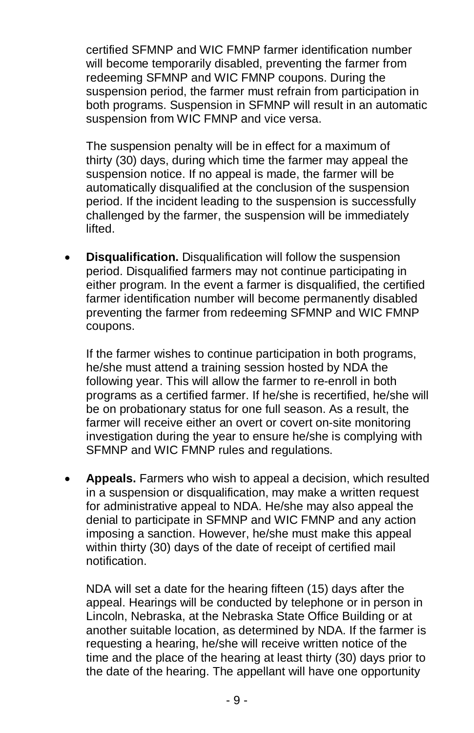certified SFMNP and WIC FMNP farmer identification number will become temporarily disabled, preventing the farmer from redeeming SFMNP and WIC FMNP coupons. During the suspension period, the farmer must refrain from participation in both programs. Suspension in SFMNP will result in an automatic suspension from WIC FMNP and vice versa.

The suspension penalty will be in effect for a maximum of thirty (30) days, during which time the farmer may appeal the suspension notice. If no appeal is made, the farmer will be automatically disqualified at the conclusion of the suspension period. If the incident leading to the suspension is successfully challenged by the farmer, the suspension will be immediately lifted.

- **Disqualification.** Disqualification will follow the suspension period. Disqualified farmers may not continue participating in either program. In the event a farmer is disqualified, the certified farmer identification number will become permanently disabled preventing the farmer from redeeming SFMNP and WIC FMNP coupons.

  If the farmer wishes to continue participation in both programs, he/she must attend a training session hosted by NDA the following year. This will allow the farmer to re-enroll in both programs as a certified farmer. If he/she is recertified, he/she will be on probationary status for one full season. As a result, the farmer will receive either an overt or covert on-site monitoring investigation during the year to ensure he/she is complying with SFMNP and WIC FMNP rules and regulations.

- **Appeals.** Farmers who wish to appeal a decision, which resulted in a suspension or disqualification, may make a written request for administrative appeal to NDA. He/she may also appeal the denial to participate in SFMNP and WIC FMNP and any action imposing a sanction. However, he/she must make this appeal within thirty (30) days of the date of receipt of certified mail notification.

  NDA will set a date for the hearing fifteen (15) days after the appeal. Hearings will be conducted by telephone or in person in Lincoln, Nebraska, at the Nebraska State Office Building or at another suitable location, as determined by NDA. If the farmer is requesting a hearing, he/she will receive written notice of the time and the place of the hearing at least thirty (30) days prior to the date of the hearing. The appellant will have one opportunity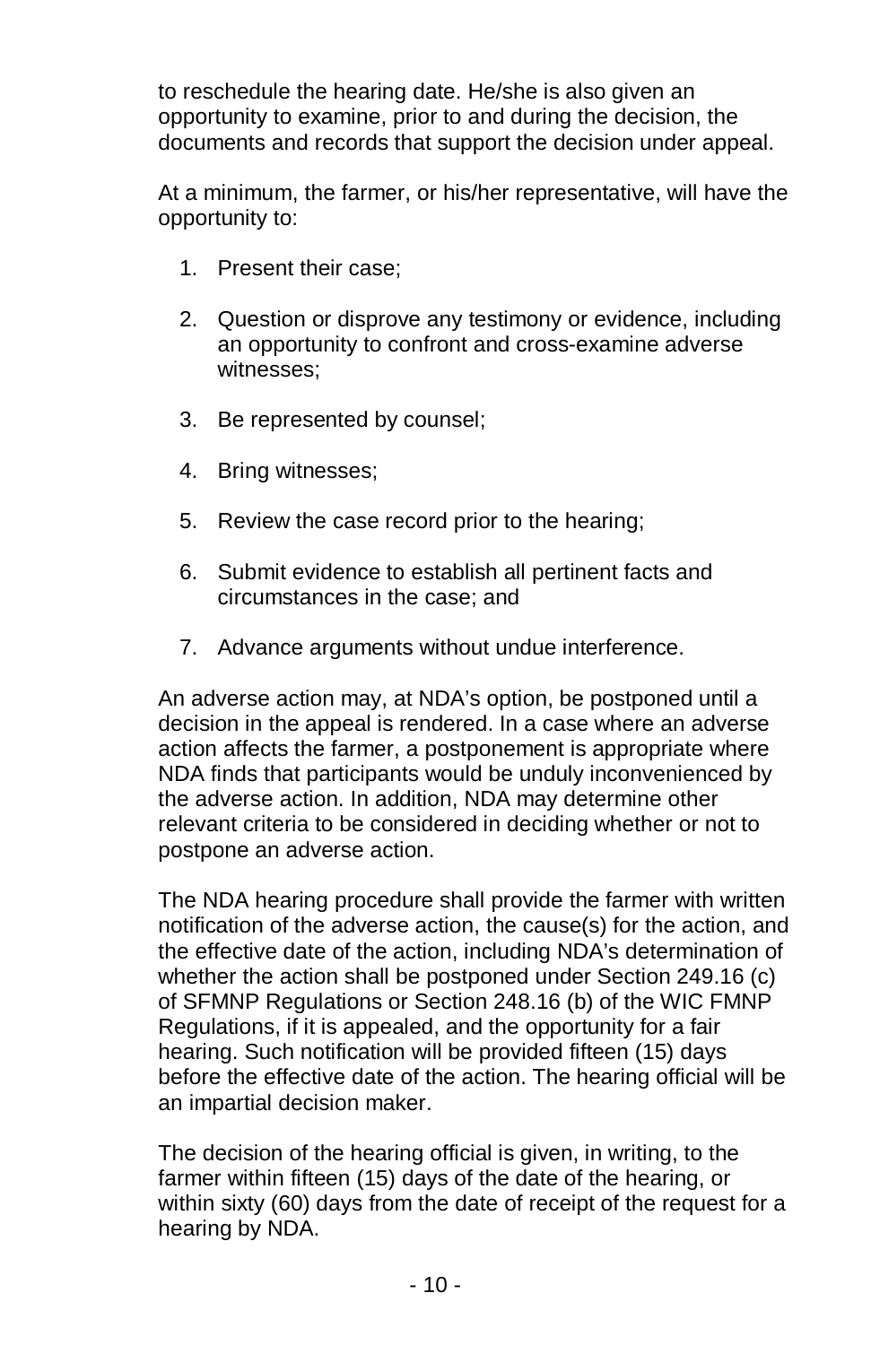to reschedule the hearing date. He/she is also given an opportunity to examine, prior to and during the decision, the documents and records that support the decision under appeal.

At a minimum, the farmer, or his/her representative, will have the opportunity to:

1. Present their case;
2. Question or disprove any testimony or evidence, including an opportunity to confront and cross-examine adverse witnesses;
3. Be represented by counsel;
4. Bring witnesses;
5. Review the case record prior to the hearing;
6. Submit evidence to establish all pertinent facts and circumstances in the case; and
7. Advance arguments without undue interference.

An adverse action may, at NDA's option, be postponed until a decision in the appeal is rendered. In a case where an adverse action affects the farmer, a postponement is appropriate where NDA finds that participants would be unduly inconvenienced by the adverse action. In addition, NDA may determine other relevant criteria to be considered in deciding whether or not to postpone an adverse action.

The NDA hearing procedure shall provide the farmer with written notification of the adverse action, the cause(s) for the action, and the effective date of the action, including NDA's determination of whether the action shall be postponed under Section 249.16 (c) of SFMNP Regulations or Section 248.16 (b) of the WIC FMNP Regulations, if it is appealed, and the opportunity for a fair hearing. Such notification will be provided fifteen (15) days before the effective date of the action. The hearing official will be an impartial decision maker.

The decision of the hearing official is given, in writing, to the farmer within fifteen (15) days of the date of the hearing, or within sixty (60) days from the date of receipt of the request for a hearing by NDA.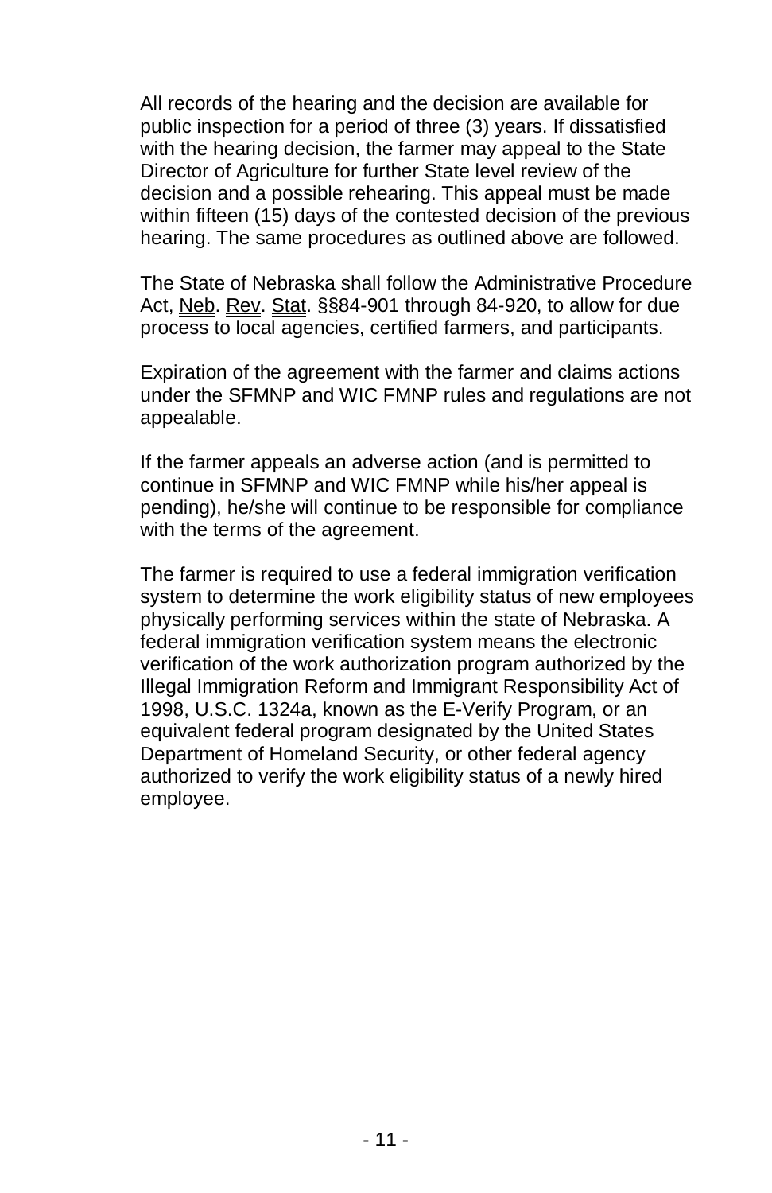All records of the hearing and the decision are available for public inspection for a period of three (3) years. If dissatisfied with the hearing decision, the farmer may appeal to the State Director of Agriculture for further State level review of the decision and a possible rehearing. This appeal must be made within fifteen (15) days of the contested decision of the previous hearing. The same procedures as outlined above are followed.

The State of Nebraska shall follow the Administrative Procedure Act, Neb. Rev. Stat. §§84-901 through 84-920, to allow for due process to local agencies, certified farmers, and participants.

Expiration of the agreement with the farmer and claims actions under the SFMNP and WIC FMNP rules and regulations are not appealable.

If the farmer appeals an adverse action (and is permitted to continue in SFMNP and WIC FMNP while his/her appeal is pending), he/she will continue to be responsible for compliance with the terms of the agreement.

The farmer is required to use a federal immigration verification system to determine the work eligibility status of new employees physically performing services within the state of Nebraska. A federal immigration verification system means the electronic verification of the work authorization program authorized by the Illegal Immigration Reform and Immigrant Responsibility Act of 1998, U.S.C. 1324a, known as the E-Verify Program, or an equivalent federal program designated by the United States Department of Homeland Security, or other federal agency authorized to verify the work eligibility status of a newly hired employee.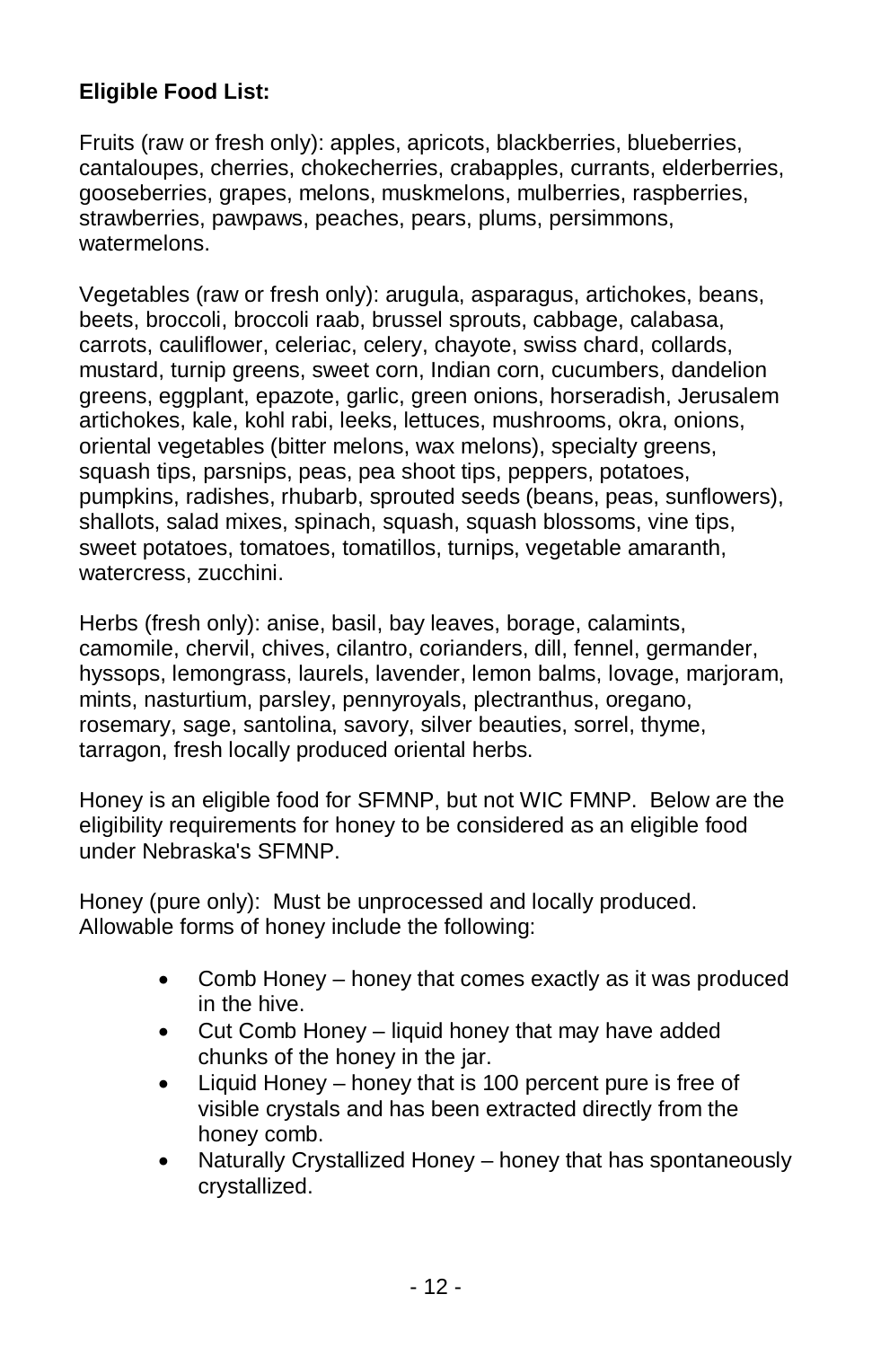**Eligible Food List:**

Fruits (raw or fresh only): apples, apricots, blackberries, blueberries, cantaloupes, cherries, chokecherries, crabapples, currants, elderberries, gooseberries, grapes, melons, muskmelons, mulberries, raspberries, strawberries, pawpaws, peaches, pears, plums, persimmons, watermelons.

Vegetables (raw or fresh only): arugula, asparagus, artichokes, beans, beets, broccoli, broccoli raab, brussel sprouts, cabbage, calabasa, carrots, cauliflower, celeriac, celery, chayote, swiss chard, collards, mustard, turnip greens, sweet corn, Indian corn, cucumbers, dandelion greens, eggplant, epazote, garlic, green onions, horseradish, Jerusalem artichokes, kale, kohl rabi, leeks, lettuces, mushrooms, okra, onions, oriental vegetables (bitter melons, wax melons), specialty greens, squash tips, parsnips, peas, pea shoot tips, peppers, potatoes, pumpkins, radishes, rhubarb, sprouted seeds (beans, peas, sunflowers), shallots, salad mixes, spinach, squash, squash blossoms, vine tips, sweet potatoes, tomatoes, tomatillos, turnips, vegetable amaranth, watercress, zucchini.

Herbs (fresh only): anise, basil, bay leaves, borage, calamints, camomile, chervil, chives, cilantro, corianders, dill, fennel, germander, hyssops, lemongrass, laurels, lavender, lemon balms, lovage, marjoram, mints, nasturtium, parsley, pennyroyals, plectranthus, oregano, rosemary, sage, santolina, savory, silver beauties, sorrel, thyme, tarragon, fresh locally produced oriental herbs.

Honey is an eligible food for SFMNP, but not WIC FMNP. Below are the eligibility requirements for honey to be considered as an eligible food under Nebraska's SFMNP.

Honey (pure only): Must be unprocessed and locally produced. Allowable forms of honey include the following:

- Comb Honey – honey that comes exactly as it was produced in the hive.
- Cut Comb Honey – liquid honey that may have added chunks of the honey in the jar.
- Liquid Honey – honey that is 100 percent pure is free of visible crystals and has been extracted directly from the honey comb.
- Naturally Crystallized Honey – honey that has spontaneously crystallized.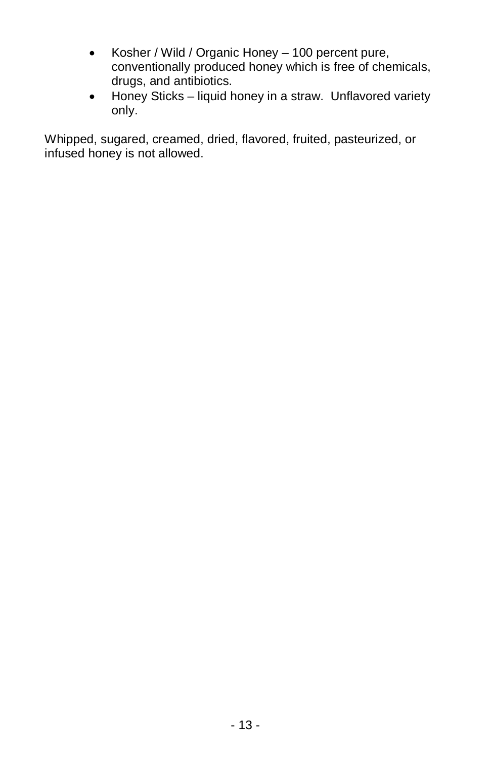- Kosher / Wild / Organic Honey – 100 percent pure, conventionally produced honey which is free of chemicals, drugs, and antibiotics.
- Honey Sticks – liquid honey in a straw. Unflavored variety only.

Whipped, sugared, creamed, dried, flavored, fruited, pasteurized, or infused honey is not allowed.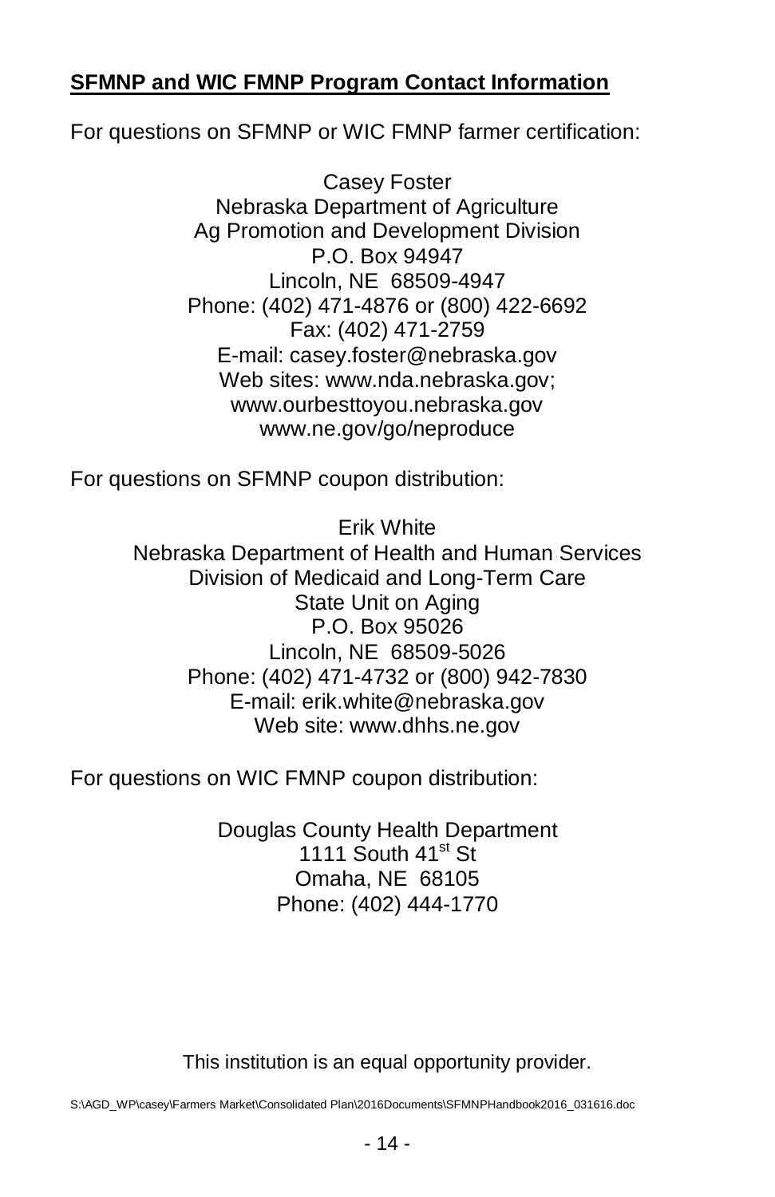**SFMNP and WIC FMNP Program Contact Information**

For questions on SFMNP or WIC FMNP farmer certification:

Casey Foster
Nebraska Department of Agriculture
Ag Promotion and Development Division
P.O. Box 94947
Lincoln, NE 68509-4947
Phone: (402) 471-4876 or (800) 422-6692
Fax: (402) 471-2759
E-mail: casey.foster@nebraska.gov
Web sites: www.nda.nebraska.gov;
www.ourbesttoyou.nebraska.gov
www.ne.gov/go/neproduce

For questions on SFMNP coupon distribution:

Erik White
Nebraska Department of Health and Human Services
Division of Medicaid and Long-Term Care
State Unit on Aging
P.O. Box 95026
Lincoln, NE 68509-5026
Phone: (402) 471-4732 or (800) 942-7830
E-mail: erik.white@nebraska.gov
Web site: www.dhhs.ne.gov

For questions on WIC FMNP coupon distribution:

Douglas County Health Department
1111 South 41st St
Omaha, NE 68105
Phone: (402) 444-1770

This institution is an equal opportunity provider.

S:\AGD_WP\casey\Farmers Market\Consolidated Plan\2016Documents\SFMNPHandbook2016_031616.doc